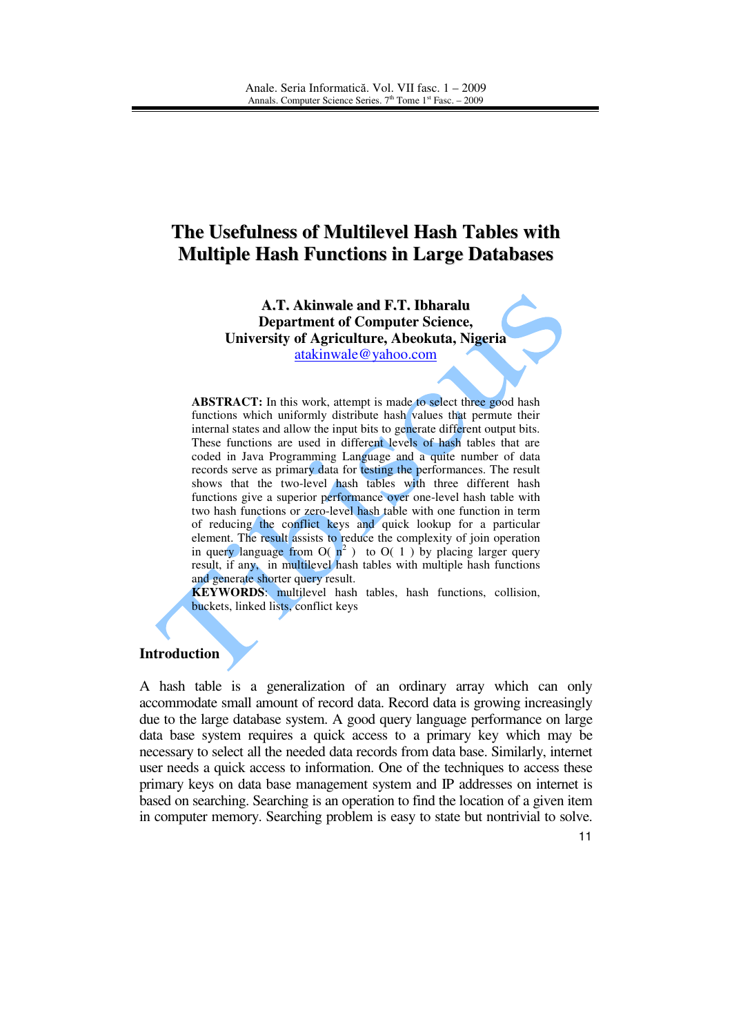# The Usefulness of Multilevel Hash Tables with Multiple Hash Functions in Large Databases

**A.T. Akinwale and F.T. Ibharalu**
**Department of Computer Science,**
**University of Agriculture, Abeokuta, Nigeria**
atakinwale@yahoo.com

**ABSTRACT:** In this work, attempt is made to select three good hash functions which uniformly distribute hash values that permute their internal states and allow the input bits to generate different output bits. These functions are used in different levels of hash tables that are coded in Java Programming Language and a quite number of data records serve as primary data for testing the performances. The result shows that the two-level hash tables with three different hash functions give a superior performance over one-level hash table with two hash functions or zero-level hash table with one function in term of reducing the conflict keys and quick lookup for a particular element. The result assists to reduce the complexity of join operation in query language from $O(n^2)$ to $O(1)$ by placing larger query result, if any, in multilevel hash tables with multiple hash functions and generate shorter query result.

**KEYWORDS**: multilevel hash tables, hash functions, collision, buckets, linked lists, conflict keys

## Introduction

A hash table is a generalization of an ordinary array which can only accommodate small amount of record data. Record data is growing increasingly due to the large database system. A good query language performance on large data base system requires a quick access to a primary key which may be necessary to select all the needed data records from data base. Similarly, internet user needs a quick access to information. One of the techniques to access these primary keys on data base management system and IP addresses on internet is based on searching. Searching is an operation to find the location of a given item in computer memory. Searching problem is easy to state but nontrivial to solve.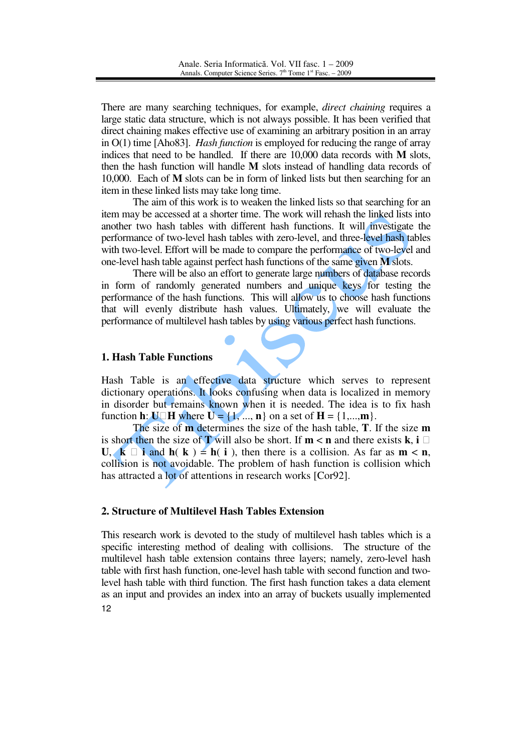There are many searching techniques, for example, *direct chaining* requires a large static data structure, which is not always possible. It has been verified that direct chaining makes effective use of examining an arbitrary position in an array in O(1) time [Aho83]. *Hash function* is employed for reducing the range of array indices that need to be handled. If there are 10,000 data records with **M** slots, then the hash function will handle **M** slots instead of handling data records of 10,000. Each of **M** slots can be in form of linked lists but then searching for an item in these linked lists may take long time.

The aim of this work is to weaken the linked lists so that searching for an item may be accessed at a shorter time. The work will rehash the linked lists into another two hash tables with different hash functions. It will investigate the performance of two-level hash tables with zero-level, and three-level hash tables with two-level. Effort will be made to compare the performance of two-level and one-level hash table against perfect hash functions of the same given **M** slots.

There will be also an effort to generate large numbers of database records in form of randomly generated numbers and unique keys for testing the performance of the hash functions. This will allow us to choose hash functions that will evenly distribute hash values. Ultimately, we will evaluate the performance of multilevel hash tables by using various perfect hash functions.

## 1. Hash Table Functions

Hash Table is an effective data structure which serves to represent dictionary operations. It looks confusing when data is localized in memory in disorder but remains known when it is needed. The idea is to fix hash function $\mathbf{h}: \mathbf{U} \rightarrow \mathbf{H}$ where $\mathbf{U} = \{1, ..., \mathbf{n}\}$ on a set of $\mathbf{H} = \{1,...,\mathbf{m}\}$.

The size of **m** determines the size of the hash table, **T**. If the size **m** is short then the size of **T** will also be short. If $\mathbf{m} < \mathbf{n}$ and there exists $\mathbf{k}, \mathbf{i} \in \mathbf{U}$, $\mathbf{k} \neq \mathbf{i}$ and $\mathbf{h}(\mathbf{k}) = \mathbf{h}(\mathbf{i})$, then there is a collision. As far as $\mathbf{m} < \mathbf{n}$, collision is not avoidable. The problem of hash function is collision which has attracted a lot of attentions in research works [Cor92].

## 2. Structure of Multilevel Hash Tables Extension

This research work is devoted to the study of multilevel hash tables which is a specific interesting method of dealing with collisions. The structure of the multilevel hash table extension contains three layers; namely, zero-level hash table with first hash function, one-level hash table with second function and two-level hash table with third function. The first hash function takes a data element as an input and provides an index into an array of buckets usually implemented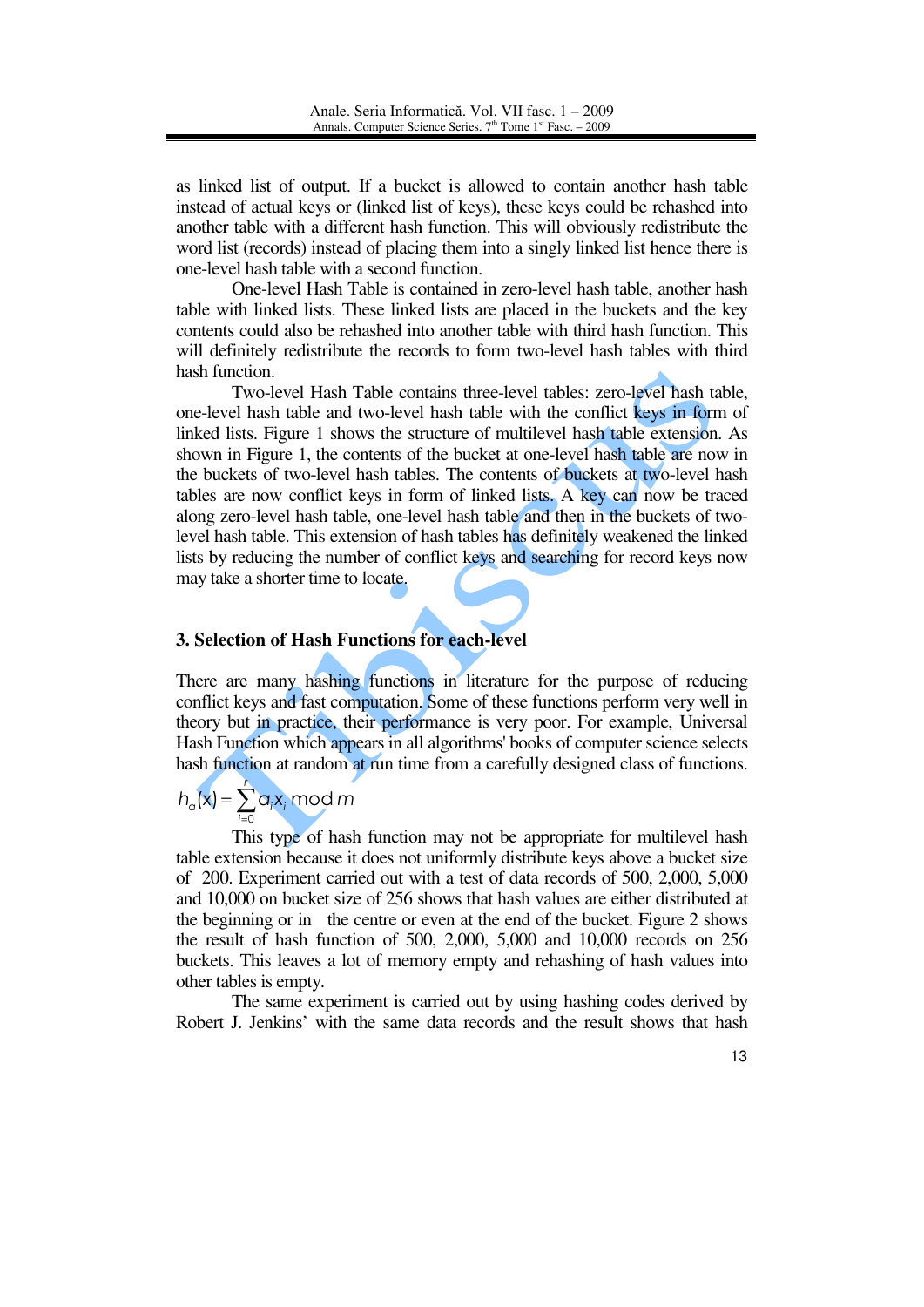as linked list of output. If a bucket is allowed to contain another hash table instead of actual keys or (linked list of keys), these keys could be rehashed into another table with a different hash function. This will obviously redistribute the word list (records) instead of placing them into a singly linked list hence there is one-level hash table with a second function.

One-level Hash Table is contained in zero-level hash table, another hash table with linked lists. These linked lists are placed in the buckets and the key contents could also be rehashed into another table with third hash function. This will definitely redistribute the records to form two-level hash tables with third hash function.

Two-level Hash Table contains three-level tables: zero-level hash table, one-level hash table and two-level hash table with the conflict keys in form of linked lists. Figure 1 shows the structure of multilevel hash table extension. As shown in Figure 1, the contents of the bucket at one-level hash table are now in the buckets of two-level hash tables. The contents of buckets at two-level hash tables are now conflict keys in form of linked lists. A key can now be traced along zero-level hash table, one-level hash table and then in the buckets of two-level hash table. This extension of hash tables has definitely weakened the linked lists by reducing the number of conflict keys and searching for record keys now may take a shorter time to locate.

## 3. Selection of Hash Functions for each-level

There are many hashing functions in literature for the purpose of reducing conflict keys and fast computation. Some of these functions perform very well in theory but in practice, their performance is very poor. For example, Universal Hash Function which appears in all algorithms' books of computer science selects hash function at random at run time from a carefully designed class of functions.

$$h_a(x) = \sum_{i=0}^{r} a_i x_i \bmod m$$

This type of hash function may not be appropriate for multilevel hash table extension because it does not uniformly distribute keys above a bucket size of 200. Experiment carried out with a test of data records of 500, 2,000, 5,000 and 10,000 on bucket size of 256 shows that hash values are either distributed at the beginning or in the centre or even at the end of the bucket. Figure 2 shows the result of hash function of 500, 2,000, 5,000 and 10,000 records on 256 buckets. This leaves a lot of memory empty and rehashing of hash values into other tables is empty.

The same experiment is carried out by using hashing codes derived by Robert J. Jenkins' with the same data records and the result shows that hash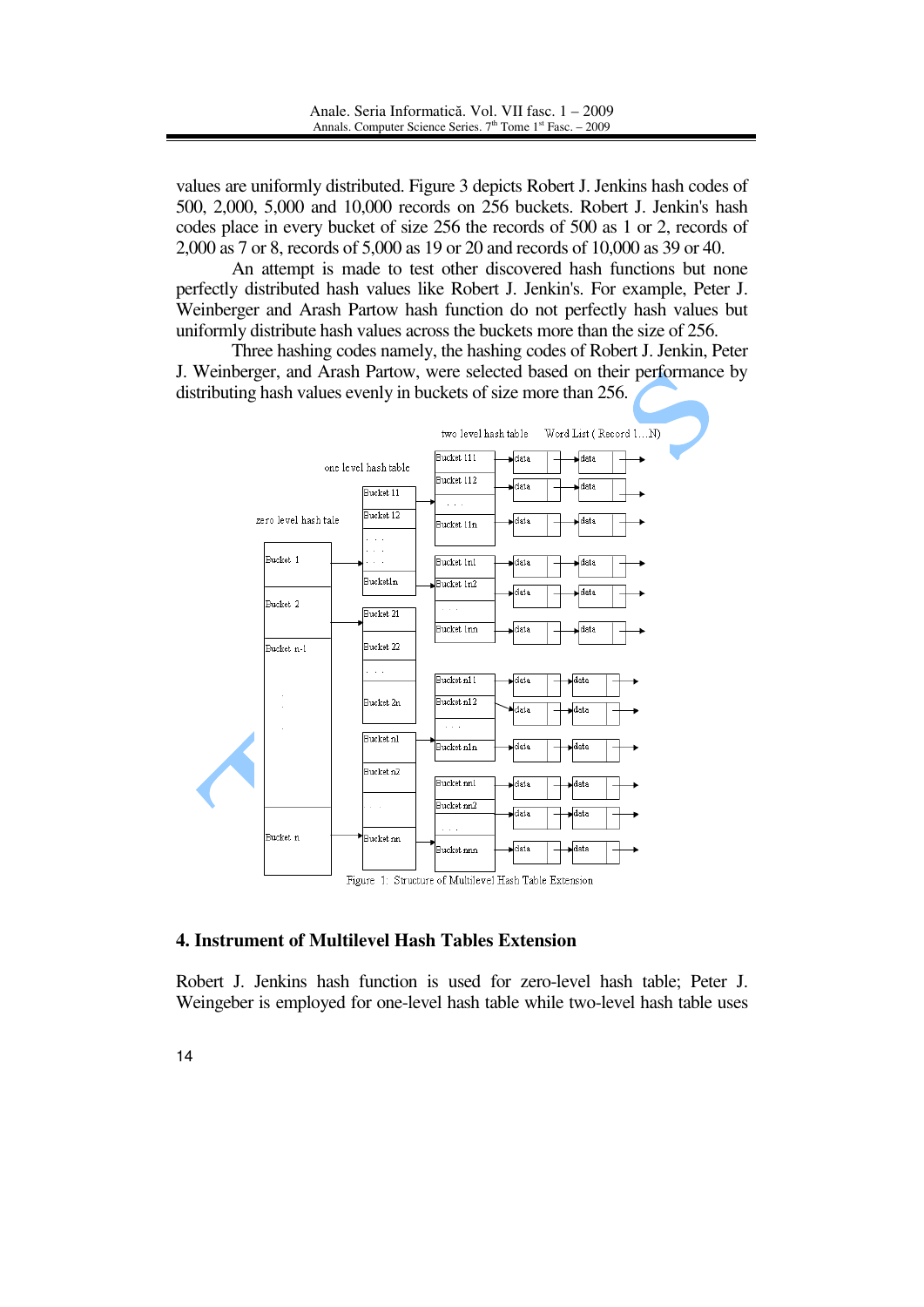values are uniformly distributed. Figure 3 depicts Robert J. Jenkins hash codes of 500, 2,000, 5,000 and 10,000 records on 256 buckets. Robert J. Jenkin's hash codes place in every bucket of size 256 the records of 500 as 1 or 2, records of 2,000 as 7 or 8, records of 5,000 as 19 or 20 and records of 10,000 as 39 or 40.

An attempt is made to test other discovered hash functions but none perfectly distributed hash values like Robert J. Jenkin's. For example, Peter J. Weinberger and Arash Partow hash function do not perfectly hash values but uniformly distribute hash values across the buckets more than the size of 256.

Three hashing codes namely, the hashing codes of Robert J. Jenkin, Peter J. Weinberger, and Arash Partow, were selected based on their performance by distributing hash values evenly in buckets of size more than 256.

two level hash table

Word List ( Record 1…N)

one level hash table

zero level hash tale

Bucket 1

Bucket 2

Bucket n-1

Bucket n

Bucket 11

Bucket 12

Bucket1n

Bucket 21

Bucket 22

Bucket 2n

Bucket n1

Bucket n2

Bucket nn

Bucket 111

Bucket 112

Bucket 11n

Bucket 1n1

Bucket 1n2

Bucket 1nn

Bucket n11

Bucket n12

Bucket n1n

Bucket nn1

Bucket nn2

Bucket nnn

data

Figure 1: Structure of Multilevel Hash Table Extension

## 4. Instrument of Multilevel Hash Tables Extension

Robert J. Jenkins hash function is used for zero-level hash table; Peter J. Weingeber is employed for one-level hash table while two-level hash table uses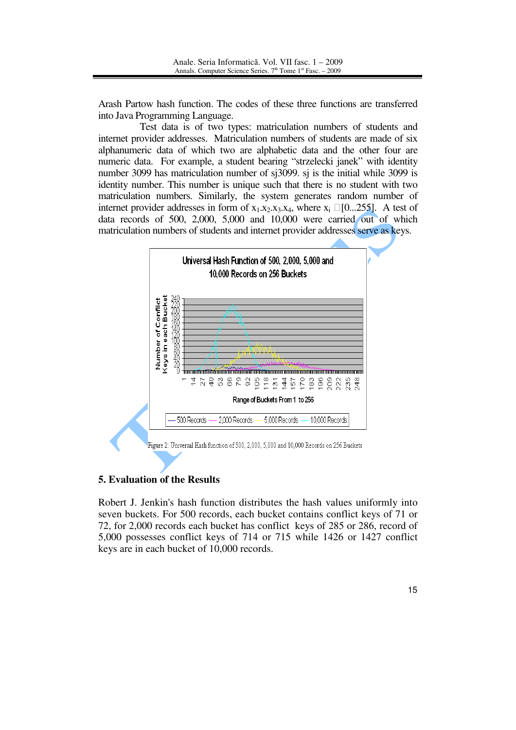Arash Partow hash function. The codes of these three functions are transferred into Java Programming Language.

Test data is of two types: matriculation numbers of students and internet provider addresses. Matriculation numbers of students are made of six alphanumeric data of which two are alphabetic data and the other four are numeric data. For example, a student bearing "strzelecki janek" with identity number 3099 has matriculation number of sj3099. sj is the initial while 3099 is identity number. This number is unique such that there is no student with two matriculation numbers. Similarly, the system generates random number of internet provider addresses in form of $x_1.x_2.x_3.x_4$, where $x_i \in [0...255]$. A test of data records of 500, 2,000, 5,000 and 10,000 were carried out of which matriculation numbers of students and internet provider addresses serve as keys.

Universal Hash Function of 500, 2,000, 5,000 and 10,000 Records on 256 Buckets

Number of Conflict Keys in each Bucket

0 20 40 60 80 100 120 140 160 180 200 220 240

1 14 27 40 53 66 79 92 105 118 131 144 157 170 183 196 209 222 235 248

Range of Buckets From 1 to 256

500 Records — 2,000 Records — 5,000 Records — 10,000 Records

Figure 2: Universal Hash function of 500, 2,000, 5,000 and 10,000 Records on 256 Buckets

## 5. Evaluation of the Results

Robert J. Jenkin's hash function distributes the hash values uniformly into seven buckets. For 500 records, each bucket contains conflict keys of 71 or 72, for 2,000 records each bucket has conflict keys of 285 or 286, record of 5,000 possesses conflict keys of 714 or 715 while 1426 or 1427 conflict keys are in each bucket of 10,000 records.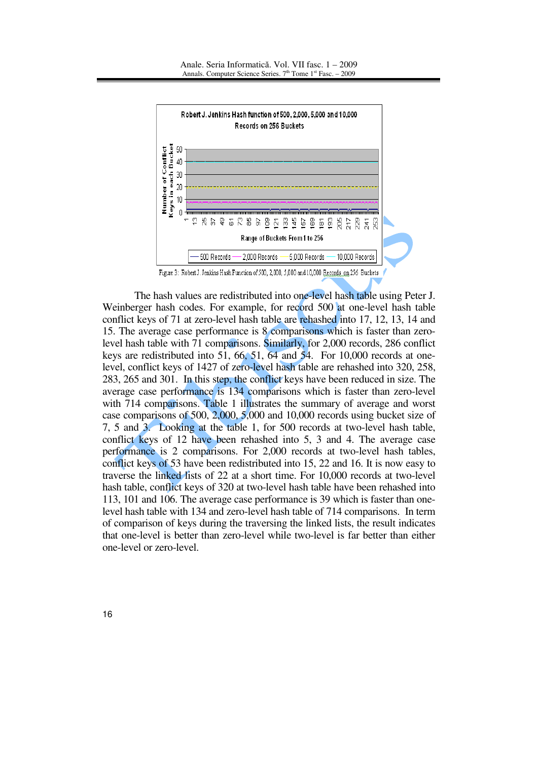Robert J. Jenkins Hash function of 500, 2,000, 5,000 and 10,000 Records on 256 Buckets

Number of Conflict Keys in each Bucket

0
10
20
30
40
50

1 13 25 37 49 61 73 85 97 109 121 133 145 157 169 181 193 205 217 229 241 253

Range of Buckets From 1 to 256

500 Records 2,000 Records 5,000 Records 10,000 Records

Figure 3: Robert J. Jenkins Hash Function of 500, 2,000, 5,000 and 10,000 Records on 256 Buckets

The hash values are redistributed into one-level hash table using Peter J. Weinberger hash codes. For example, for record 500 at one-level hash table conflict keys of 71 at zero-level hash table are rehashed into 17, 12, 13, 14 and 15. The average case performance is 8 comparisons which is faster than zero-level hash table with 71 comparisons. Similarly, for 2,000 records, 286 conflict keys are redistributed into 51, 66, 51, 64 and 54. For 10,000 records at one-level, conflict keys of 1427 of zero-level hash table are rehashed into 320, 258, 283, 265 and 301. In this step, the conflict keys have been reduced in size. The average case performance is 134 comparisons which is faster than zero-level with 714 comparisons. Table 1 illustrates the summary of average and worst case comparisons of 500, 2,000, 5,000 and 10,000 records using bucket size of 7, 5 and 3. Looking at the table 1, for 500 records at two-level hash table, conflict keys of 12 have been rehashed into 5, 3 and 4. The average case performance is 2 comparisons. For 2,000 records at two-level hash tables, conflict keys of 53 have been redistributed into 15, 22 and 16. It is now easy to traverse the linked lists of 22 at a short time. For 10,000 records at two-level hash table, conflict keys of 320 at two-level hash table have been rehashed into 113, 101 and 106. The average case performance is 39 which is faster than one-level hash table with 134 and zero-level hash table of 714 comparisons. In term of comparison of keys during the traversing the linked lists, the result indicates that one-level is better than zero-level while two-level is far better than either one-level or zero-level.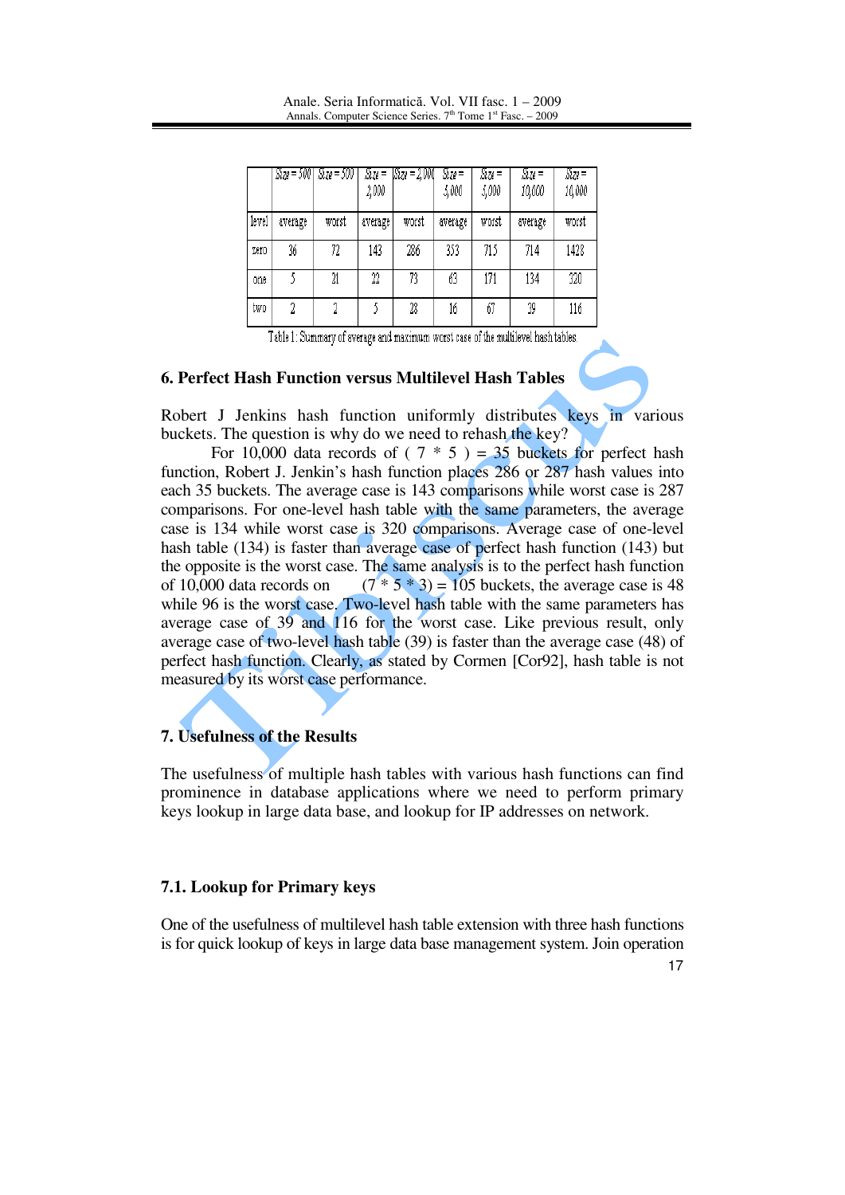| | Size = 500 | Size = 500 | Size = 2,000 | Size = 2,000 | Size = 5,000 | Size = 5,000 | Size = 10,000 | Size = 10,000 |
|---|---|---|---|---|---|---|---|---|
| level | average | worst | average | worst | average | worst | average | worst |
| zero | 36 | 72 | 143 | 286 | 353 | 715 | 714 | 1428 |
| one | 5 | 21 | 22 | 73 | 63 | 171 | 134 | 320 |
| two | 2 | 2 | 5 | 28 | 16 | 67 | 39 | 116 |

Table 1: Summary of average and maximum worst case of the multilevel hash tables

## 6. Perfect Hash Function versus Multilevel Hash Tables

Robert J Jenkins hash function uniformly distributes keys in various buckets. The question is why do we need to rehash the key?

For 10,000 data records of ( 7 * 5 ) = 35 buckets for perfect hash function, Robert J. Jenkin's hash function places 286 or 287 hash values into each 35 buckets. The average case is 143 comparisons while worst case is 287 comparisons. For one-level hash table with the same parameters, the average case is 134 while worst case is 320 comparisons. Average case of one-level hash table (134) is faster than average case of perfect hash function (143) but the opposite is the worst case. The same analysis is to the perfect hash function of 10,000 data records on (7 * 5 * 3) = 105 buckets, the average case is 48 while 96 is the worst case. Two-level hash table with the same parameters has average case of 39 and 116 for the worst case. Like previous result, only average case of two-level hash table (39) is faster than the average case (48) of perfect hash function. Clearly, as stated by Cormen [Cor92], hash table is not measured by its worst case performance.

## 7. Usefulness of the Results

The usefulness of multiple hash tables with various hash functions can find prominence in database applications where we need to perform primary keys lookup in large data base, and lookup for IP addresses on network.

### 7.1. Lookup for Primary keys

One of the usefulness of multilevel hash table extension with three hash functions is for quick lookup of keys in large data base management system. Join operation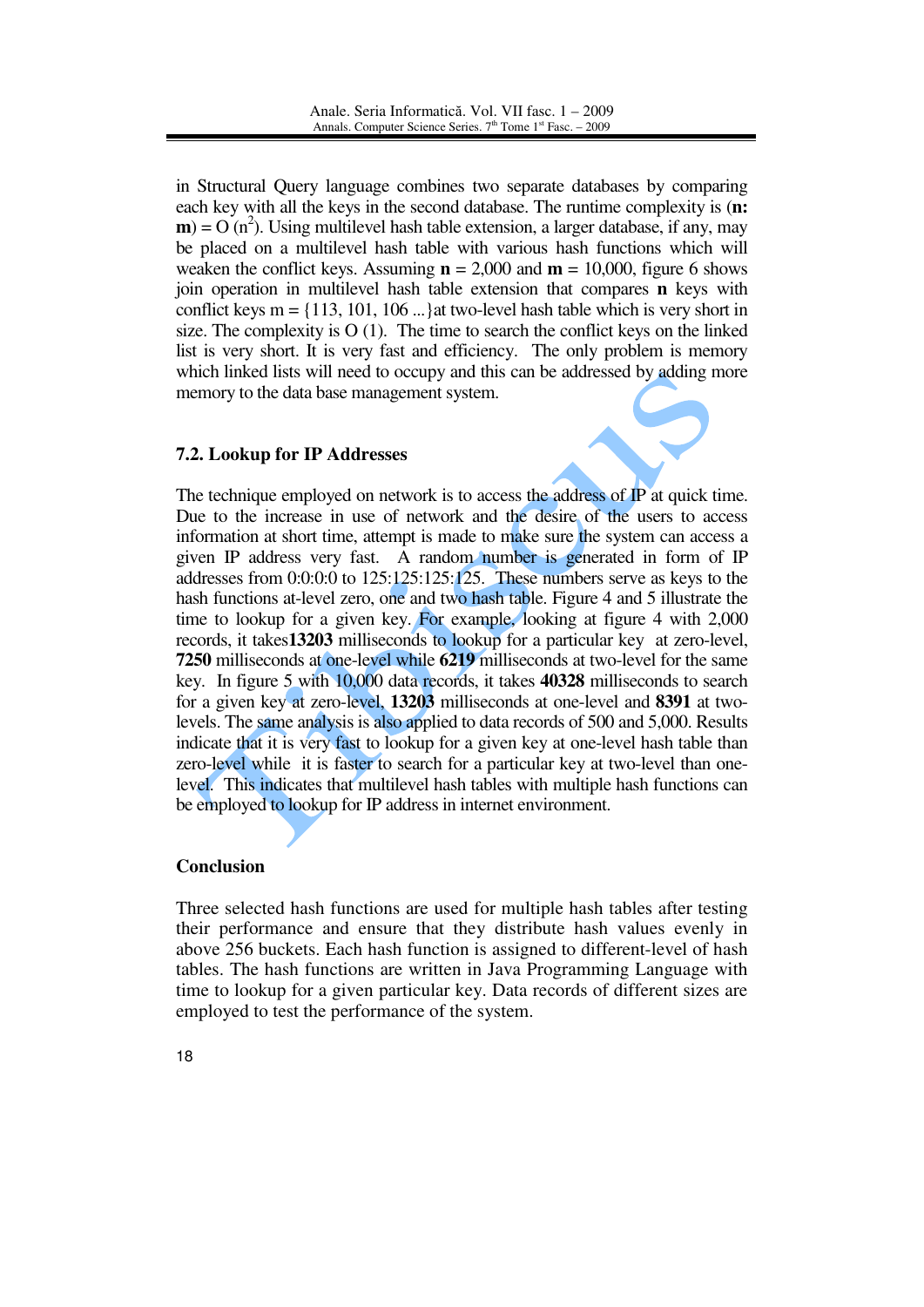in Structural Query language combines two separate databases by comparing each key with all the keys in the second database. The runtime complexity is (**n: m**) = O ($n^2$). Using multilevel hash table extension, a larger database, if any, may be placed on a multilevel hash table with various hash functions which will weaken the conflict keys. Assuming **n** = 2,000 and **m** = 10,000, figure 6 shows join operation in multilevel hash table extension that compares **n** keys with conflict keys m = {113, 101, 106 ...}at two-level hash table which is very short in size. The complexity is O (1). The time to search the conflict keys on the linked list is very short. It is very fast and efficiency. The only problem is memory which linked lists will need to occupy and this can be addressed by adding more memory to the data base management system.

### 7.2. Lookup for IP Addresses

The technique employed on network is to access the address of IP at quick time. Due to the increase in use of network and the desire of the users to access information at short time, attempt is made to make sure the system can access a given IP address very fast. A random number is generated in form of IP addresses from 0:0:0:0 to 125:125:125:125. These numbers serve as keys to the hash functions at-level zero, one and two hash table. Figure 4 and 5 illustrate the time to lookup for a given key. For example, looking at figure 4 with 2,000 records, it takes**13203** milliseconds to lookup for a particular key at zero-level, **7250** milliseconds at one-level while **6219** milliseconds at two-level for the same key. In figure 5 with 10,000 data records, it takes **40328** milliseconds to search for a given key at zero-level, **13203** milliseconds at one-level and **8391** at two-levels. The same analysis is also applied to data records of 500 and 5,000. Results indicate that it is very fast to lookup for a given key at one-level hash table than zero-level while it is faster to search for a particular key at two-level than one-level. This indicates that multilevel hash tables with multiple hash functions can be employed to lookup for IP address in internet environment.

### Conclusion

Three selected hash functions are used for multiple hash tables after testing their performance and ensure that they distribute hash values evenly in above 256 buckets. Each hash function is assigned to different-level of hash tables. The hash functions are written in Java Programming Language with time to lookup for a given particular key. Data records of different sizes are employed to test the performance of the system.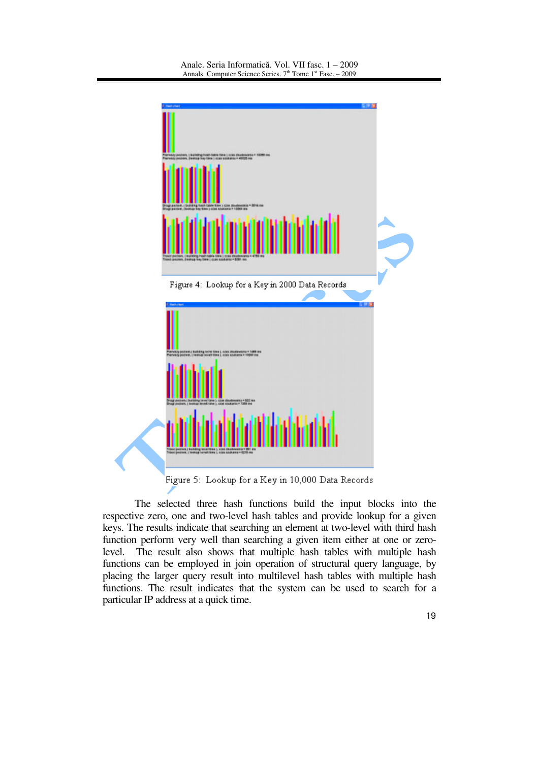Figure 4: Lookup for a Key in 2000 Data Records

Figure 5: Lookup for a Key in 10,000 Data Records

The selected three hash functions build the input blocks into the respective zero, one and two-level hash tables and provide lookup for a given keys. The results indicate that searching an element at two-level with third hash function perform very well than searching a given item either at one or zero-level. The result also shows that multiple hash tables with multiple hash functions can be employed in join operation of structural query language, by placing the larger query result into multilevel hash tables with multiple hash functions. The result indicates that the system can be used to search for a particular IP address at a quick time.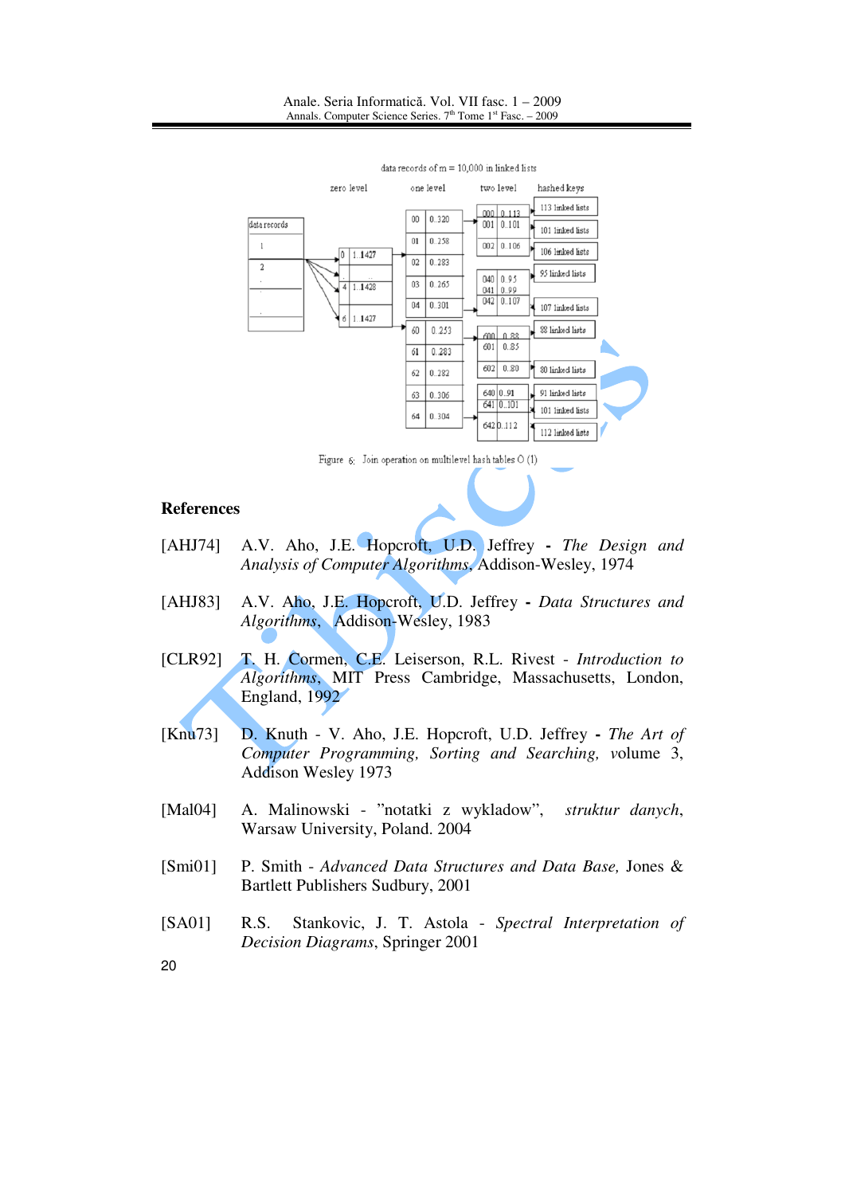data records of m = 10,000 in linked lists

zero level

one level

two level

hashed keys

data records

1

2

0 | 1..1427

4 | 1..1428

6 | 1..1427

00 0..320

01 0..258

02 0..283

03 0..265

04 0..301

60 0..253

61 0..283

62 0..282

63 0..306

64 0..304

000 0..113

001 0..101

002 0..106

040 0..95

041 0..99

042 0..107

600 0..88

601 0..85

602 0..80

640 0..91

641 0..101

642 0..112

113 linked lists

101 linked lists

106 linked lists

95 linked lists

107 linked lists

88 linked lists

80 linked lists

91 linked lists

101 linked lists

112 linked lists

Figure 6: Join operation on multilevel hash tables O (1)

## References

[AHJ74] A.V. Aho, J.E. Hopcroft, U.D. Jeffrey - *The Design and Analysis of Computer Algorithms*, Addison-Wesley, 1974

[AHJ83] A.V. Aho, J.E. Hopcroft, U.D. Jeffrey - *Data Structures and Algorithms*, Addison-Wesley, 1983

[CLR92] T. H. Cormen, C.E. Leiserson, R.L. Rivest - *Introduction to Algorithms*, MIT Press Cambridge, Massachusetts, London, England, 1992

[Knu73] D. Knuth - V. Aho, J.E. Hopcroft, U.D. Jeffrey - *The Art of Computer Programming, Sorting and Searching,* volume 3, Addison Wesley 1973

[Mal04] A. Malinowski - "notatki z wykladow", *struktur danych*, Warsaw University, Poland. 2004

[Smi01] P. Smith - *Advanced Data Structures and Data Base,* Jones & Bartlett Publishers Sudbury, 2001

[SA01] R.S. Stankovic, J. T. Astola - *Spectral Interpretation of Decision Diagrams*, Springer 2001